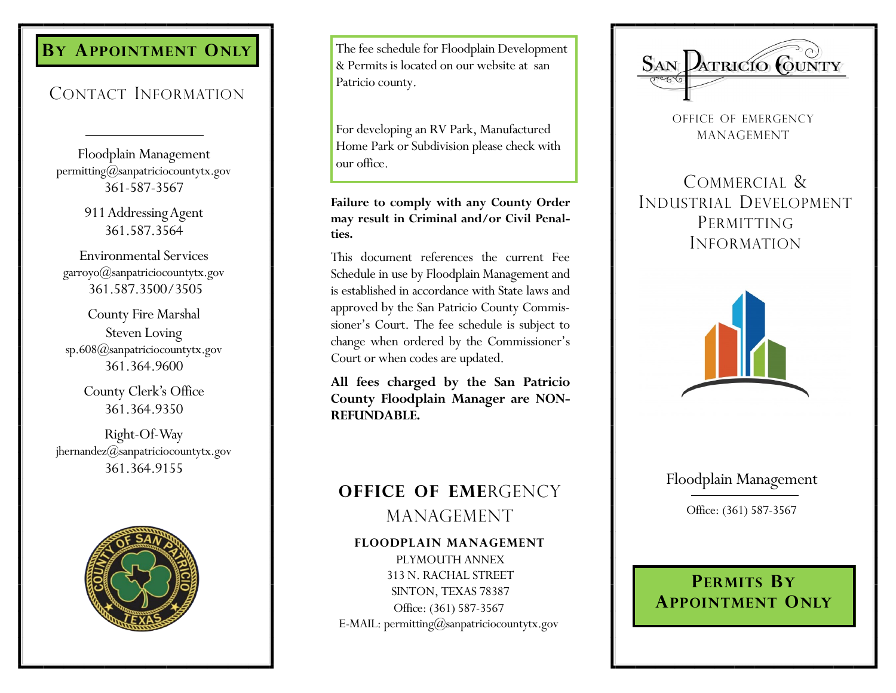# By Appointment Only

## Contact Information

Floodplain Management
permitting@sanpatriciocountytx.gov
361-587-3567

911 Addressing Agent
361.587.3564

Environmental Services
garroyo@sanpatriciocountytx.gov
361.587.3500/3505

County Fire Marshal
Steven Loving
sp.608@sanpatriciocountytx.gov
361.364.9600

County Clerk's Office
361.364.9350

Right-Of-Way
jhernandez@sanpatriciocountytx.gov
361.364.9155

The fee schedule for Floodplain Development & Permits is located on our website at san Patricio county.

For developing an RV Park, Manufactured Home Park or Subdivision please check with our office.

**Failure to comply with any County Order may result in Criminal and/or Civil Penalties.**

This document references the current Fee Schedule in use by Floodplain Management and is established in accordance with State laws and approved by the San Patricio County Commissioner's Court. The fee schedule is subject to change when ordered by the Commissioner's Court or when codes are updated.

**All fees charged by the San Patricio County Floodplain Manager are NON-REFUNDABLE.**

## Office of Emergency Management

**FLOODPLAIN MANAGEMENT**
PLYMOUTH ANNEX
313 N. RACHAL STREET
SINTON, TEXAS 78387
Office: (361) 587-3567
E-MAIL: permitting@sanpatriciocountytx.gov

San Patricio County

Office of Emergency Management

# Commercial & Industrial Development Permitting Information

Floodplain Management

Office: (361) 587-3567

**Permits By Appointment Only**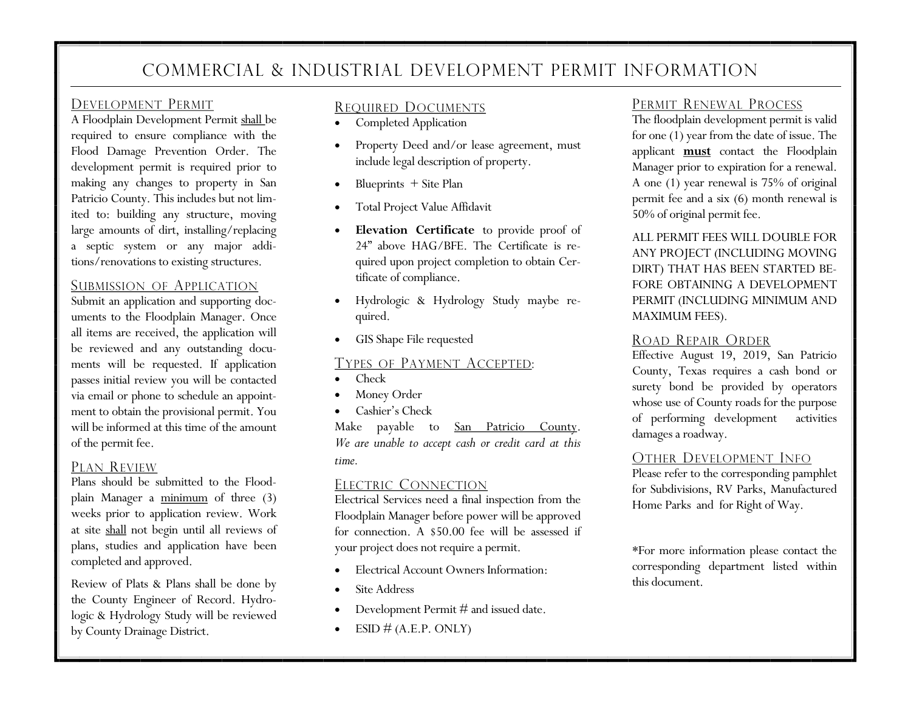# COMMERCIAL & INDUSTRIAL DEVELOPMENT PERMIT INFORMATION

## Development Permit

A Floodplain Development Permit shall be required to ensure compliance with the Flood Damage Prevention Order. The development permit is required prior to making any changes to property in San Patricio County. This includes but not limited to: building any structure, moving large amounts of dirt, installing/replacing a septic system or any major additions/renovations to existing structures.

## Submission of Application

Submit an application and supporting documents to the Floodplain Manager. Once all items are received, the application will be reviewed and any outstanding documents will be requested. If application passes initial review you will be contacted via email or phone to schedule an appointment to obtain the provisional permit. You will be informed at this time of the amount of the permit fee.

## Plan Review

Plans should be submitted to the Floodplain Manager a minimum of three (3) weeks prior to application review. Work at site shall not begin until all reviews of plans, studies and application have been completed and approved.

Review of Plats & Plans shall be done by the County Engineer of Record. Hydrologic & Hydrology Study will be reviewed by County Drainage District.

## Required Documents

- Completed Application
- Property Deed and/or lease agreement, must include legal description of property.
- Blueprints + Site Plan
- Total Project Value Affidavit
- **Elevation Certificate** to provide proof of 24" above HAG/BFE. The Certificate is required upon project completion to obtain Certificate of compliance.
- Hydrologic & Hydrology Study maybe required.
- GIS Shape File requested

## Types of Payment Accepted:

- Check
- Money Order
- Cashier's Check

Make payable to San Patricio County. *We are unable to accept cash or credit card at this time.*

## Electric Connection

Electrical Services need a final inspection from the Floodplain Manager before power will be approved for connection. A $50.00 fee will be assessed if your project does not require a permit.

- Electrical Account Owners Information:
- Site Address
- Development Permit # and issued date.
- ESID # (A.E.P. ONLY)

## Permit Renewal Process

The floodplain development permit is valid for one (1) year from the date of issue. The applicant **must** contact the Floodplain Manager prior to expiration for a renewal. A one (1) year renewal is 75% of original permit fee and a six (6) month renewal is 50% of original permit fee.

ALL PERMIT FEES WILL DOUBLE FOR ANY PROJECT (INCLUDING MOVING DIRT) THAT HAS BEEN STARTED BEFORE OBTAINING A DEVELOPMENT PERMIT (INCLUDING MINIMUM AND MAXIMUM FEES).

## Road Repair Order

Effective August 19, 2019, San Patricio County, Texas requires a cash bond or surety bond be provided by operators whose use of County roads for the purpose of performing development activities damages a roadway.

## Other Development Info

Please refer to the corresponding pamphlet for Subdivisions, RV Parks, Manufactured Home Parks and for Right of Way.

*For more information please contact the corresponding department listed within this document.